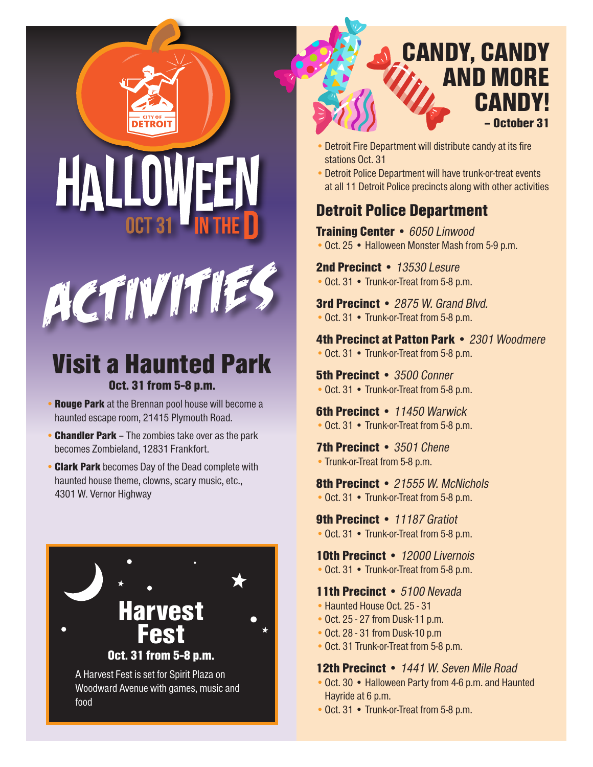CITY OF DETROIT

# HALLOWEEN IN THE D

OCT 31

# ACTIVITIES

## Visit a Haunted Park

**Oct. 31 from 5-8 p.m.**

- **Rouge Park** at the Brennan pool house will become a haunted escape room, 21415 Plymouth Road.
- **Chandler Park** – The zombies take over as the park becomes Zombieland, 12831 Frankfort.
- **Clark Park** becomes Day of the Dead complete with haunted house theme, clowns, scary music, etc., 4301 W. Vernor Highway

## Harvest Fest

**Oct. 31 from 5-8 p.m.**

A Harvest Fest is set for Spirit Plaza on Woodward Avenue with games, music and food

## CANDY, CANDY AND MORE CANDY!

**– October 31**

- Detroit Fire Department will distribute candy at its fire stations Oct. 31
- Detroit Police Department will have trunk-or-treat events at all 11 Detroit Police precincts along with other activities

## Detroit Police Department

**Training Center** • *6050 Linwood*
- Oct. 25 • Halloween Monster Mash from 5-9 p.m.

**2nd Precinct** • *13530 Lesure*
- Oct. 31 • Trunk-or-Treat from 5-8 p.m.

**3rd Precinct** • *2875 W. Grand Blvd.*
- Oct. 31 • Trunk-or-Treat from 5-8 p.m.

**4th Precinct at Patton Park** • *2301 Woodmere*
- Oct. 31 • Trunk-or-Treat from 5-8 p.m.

**5th Precinct** • *3500 Conner*
- Oct. 31 • Trunk-or-Treat from 5-8 p.m.

**6th Precinct** • *11450 Warwick*
- Oct. 31 • Trunk-or-Treat from 5-8 p.m.

**7th Precinct** • *3501 Chene*
- Trunk-or-Treat from 5-8 p.m.

**8th Precinct** • *21555 W. McNichols*
- Oct. 31 • Trunk-or-Treat from 5-8 p.m.

**9th Precinct** • *11187 Gratiot*
- Oct. 31 • Trunk-or-Treat from 5-8 p.m.

**10th Precinct** • *12000 Livernois*
- Oct. 31 • Trunk-or-Treat from 5-8 p.m.

**11th Precinct** • *5100 Nevada*
- Haunted House Oct. 25 - 31
- Oct. 25 - 27 from Dusk-11 p.m.
- Oct. 28 - 31 from Dusk-10 p.m
- Oct. 31 Trunk-or-Treat from 5-8 p.m.

**12th Precinct** • *1441 W. Seven Mile Road*
- Oct. 30 • Halloween Party from 4-6 p.m. and Haunted Hayride at 6 p.m.
- Oct. 31 • Trunk-or-Treat from 5-8 p.m.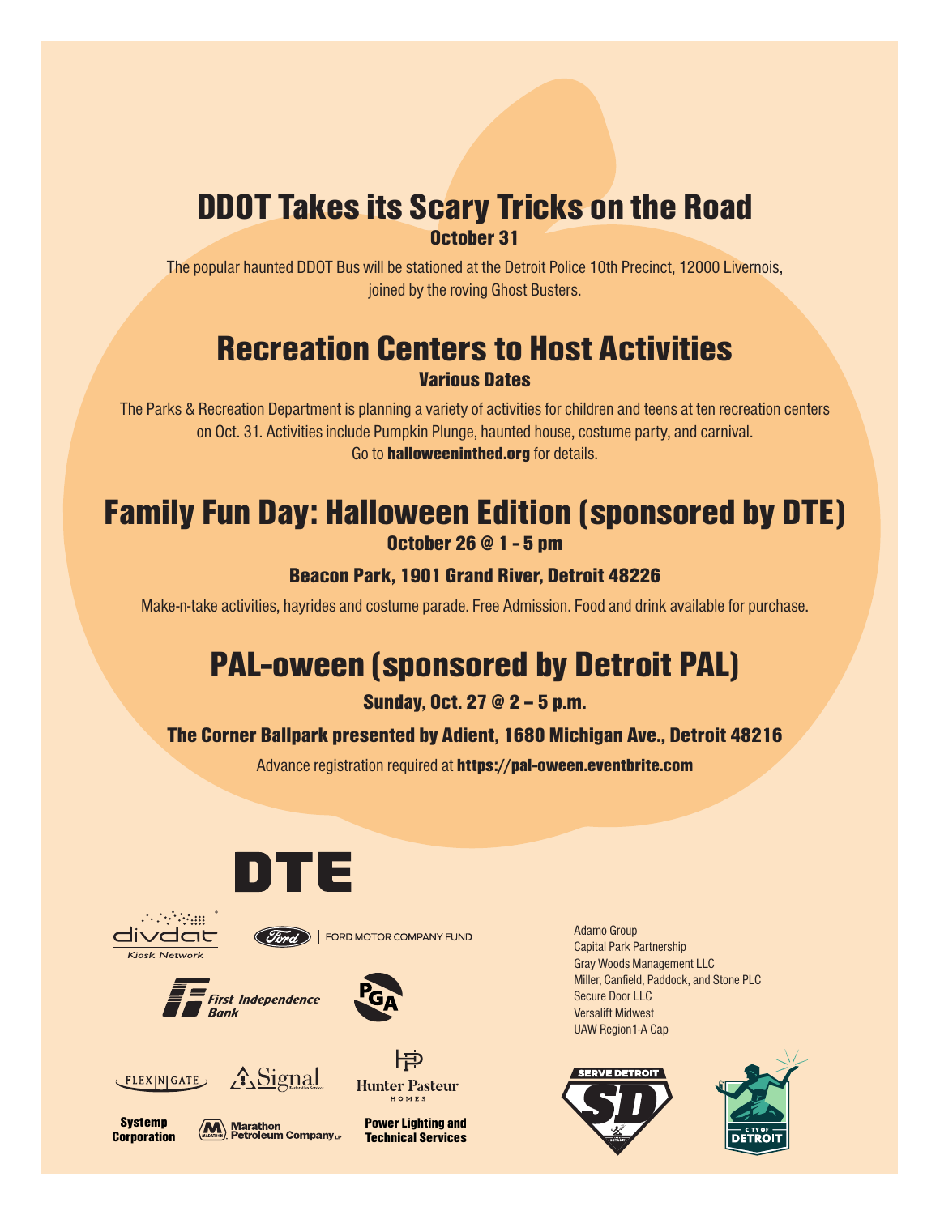## DDOT Takes its Scary Tricks on the Road

**October 31**

The popular haunted DDOT Bus will be stationed at the Detroit Police 10th Precinct, 12000 Livernois, joined by the roving Ghost Busters.

## Recreation Centers to Host Activities

**Various Dates**

The Parks & Recreation Department is planning a variety of activities for children and teens at ten recreation centers on Oct. 31. Activities include Pumpkin Plunge, haunted house, costume party, and carnival. Go to **halloweeninthed.org** for details.

## Family Fun Day: Halloween Edition (sponsored by DTE)

**October 26 @ 1 - 5 pm**

**Beacon Park, 1901 Grand River, Detroit 48226**

Make-n-take activities, hayrides and costume parade. Free Admission. Food and drink available for purchase.

## PAL-oween (sponsored by Detroit PAL)

**Sunday, Oct. 27 @ 2 – 5 p.m.**

**The Corner Ballpark presented by Adient, 1680 Michigan Ave., Detroit 48216**

Advance registration required at **https://pal-oween.eventbrite.com**

DTE

divdat Kiosk Network

FORD MOTOR COMPANY FUND

First Independence Bank

PGA

FLEX N GATE

Signal

Hunter Pasteur HOMES

**Systemp Corporation**

Marathon Petroleum Company LP

**Power Lighting and Technical Services**

Adamo Group
Capital Park Partnership
Gray Woods Management LLC
Miller, Canfield, Paddock, and Stone PLC
Secure Door LLC
Versalift Midwest
UAW Region1-A Cap

SERVE DETROIT

CITY OF DETROIT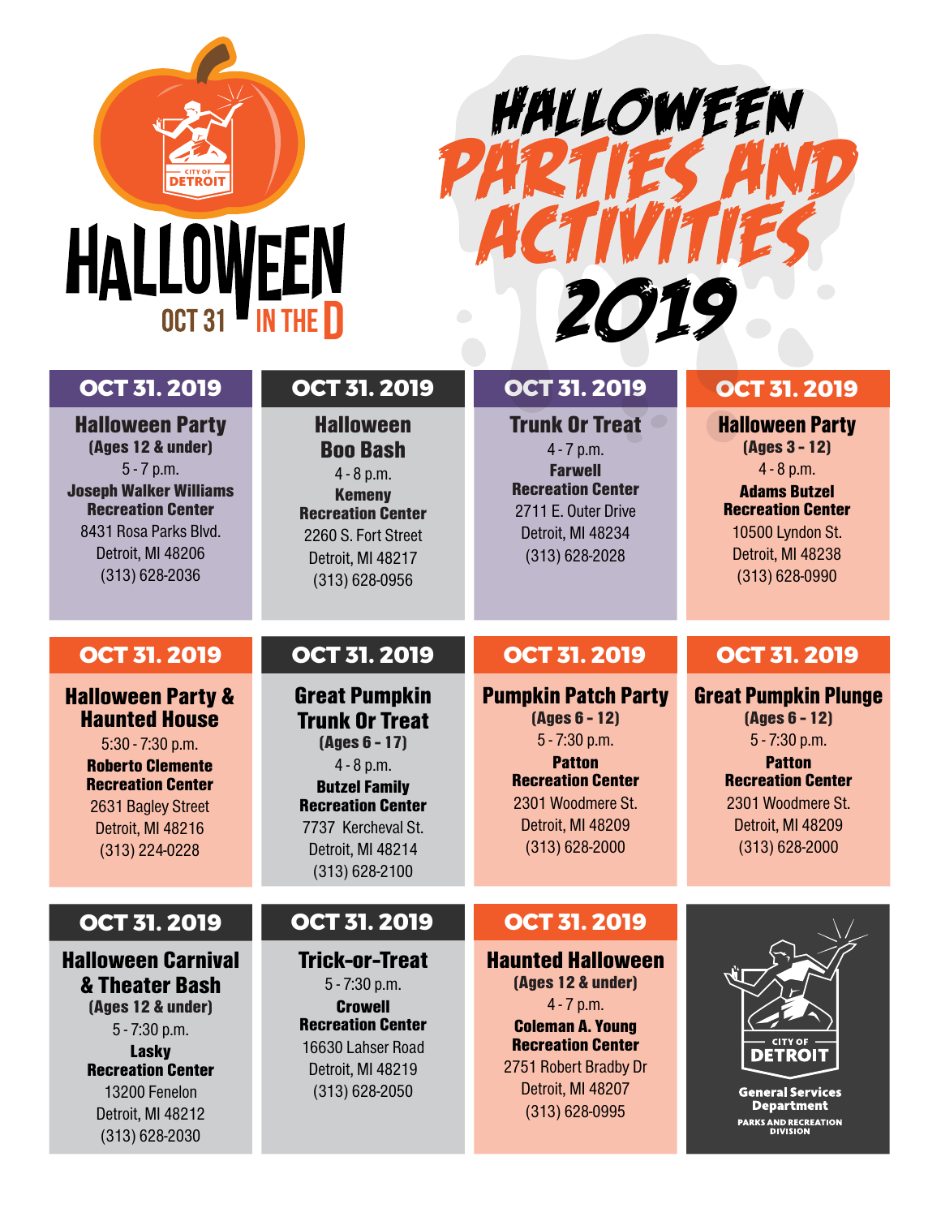HALLOWEEN
OCT 31 IN THE D

CITY OF DETROIT

# HALLOWEEN PARTIES AND ACTIVITIES 2019

## OCT 31. 2019

**Halloween Party**
**(Ages 12 & under)**
5 - 7 p.m.
**Joseph Walker Williams Recreation Center**
8431 Rosa Parks Blvd.
Detroit, MI 48206
(313) 628-2036

## OCT 31. 2019

**Halloween Boo Bash**
4 - 8 p.m.
**Kemeny Recreation Center**
2260 S. Fort Street
Detroit, MI 48217
(313) 628-0956

## OCT 31. 2019

**Trunk Or Treat**
4 - 7 p.m.
**Farwell Recreation Center**
2711 E. Outer Drive
Detroit, MI 48234
(313) 628-2028

## OCT 31. 2019

**Halloween Party**
**(Ages 3 - 12)**
4 - 8 p.m.
**Adams Butzel Recreation Center**
10500 Lyndon St.
Detroit, MI 48238
(313) 628-0990

## OCT 31. 2019

**Halloween Party & Haunted House**
5:30 - 7:30 p.m.
**Roberto Clemente Recreation Center**
2631 Bagley Street
Detroit, MI 48216
(313) 224-0228

## OCT 31. 2019

**Great Pumpkin Trunk Or Treat**
**(Ages 6 - 17)**
4 - 8 p.m.
**Butzel Family Recreation Center**
7737 Kercheval St.
Detroit, MI 48214
(313) 628-2100

## OCT 31. 2019

**Pumpkin Patch Party**
**(Ages 6 - 12)**
5 - 7:30 p.m.
**Patton Recreation Center**
2301 Woodmere St.
Detroit, MI 48209
(313) 628-2000

## OCT 31. 2019

**Great Pumpkin Plunge**
**(Ages 6 - 12)**
5 - 7:30 p.m.
**Patton Recreation Center**
2301 Woodmere St.
Detroit, MI 48209
(313) 628-2000

## OCT 31. 2019

**Halloween Carnival & Theater Bash**
**(Ages 12 & under)**
5 - 7:30 p.m.
**Lasky Recreation Center**
13200 Fenelon
Detroit, MI 48212
(313) 628-2030

## OCT 31. 2019

**Trick-or-Treat**
5 - 7:30 p.m.
**Crowell Recreation Center**
16630 Lahser Road
Detroit, MI 48219
(313) 628-2050

## OCT 31. 2019

**Haunted Halloween**
**(Ages 12 & under)**
4 - 7 p.m.
**Coleman A. Young Recreation Center**
2751 Robert Bradby Dr
Detroit, MI 48207
(313) 628-0995

CITY OF DETROIT
**General Services Department**
PARKS AND RECREATION DIVISION